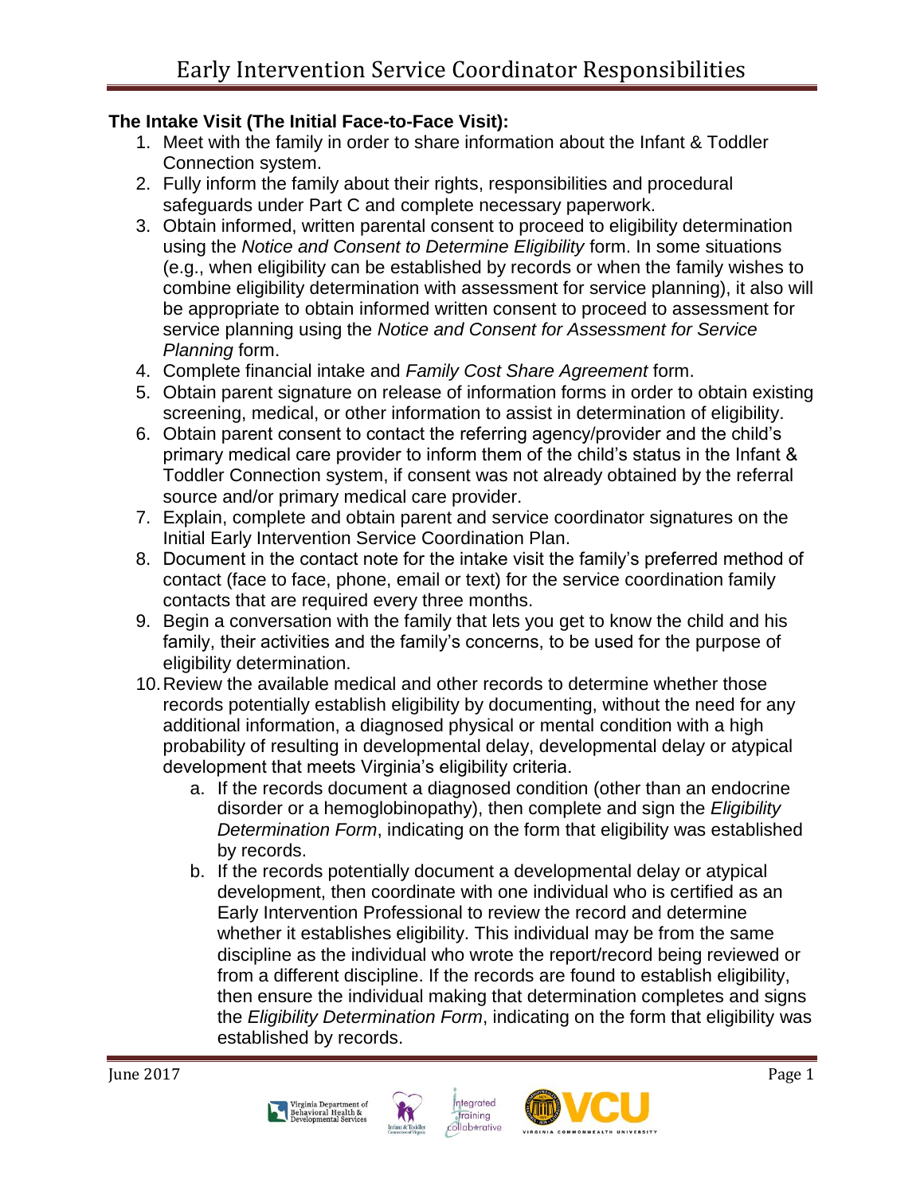# Early Intervention Service Coordinator Responsibilities

**The Intake Visit (The Initial Face-to-Face Visit):**

1. Meet with the family in order to share information about the Infant & Toddler Connection system.
2. Fully inform the family about their rights, responsibilities and procedural safeguards under Part C and complete necessary paperwork.
3. Obtain informed, written parental consent to proceed to eligibility determination using the *Notice and Consent to Determine Eligibility* form. In some situations (e.g., when eligibility can be established by records or when the family wishes to combine eligibility determination with assessment for service planning), it also will be appropriate to obtain informed written consent to proceed to assessment for service planning using the *Notice and Consent for Assessment for Service Planning* form.
4. Complete financial intake and *Family Cost Share Agreement* form.
5. Obtain parent signature on release of information forms in order to obtain existing screening, medical, or other information to assist in determination of eligibility.
6. Obtain parent consent to contact the referring agency/provider and the child's primary medical care provider to inform them of the child's status in the Infant & Toddler Connection system, if consent was not already obtained by the referral source and/or primary medical care provider.
7. Explain, complete and obtain parent and service coordinator signatures on the Initial Early Intervention Service Coordination Plan.
8. Document in the contact note for the intake visit the family's preferred method of contact (face to face, phone, email or text) for the service coordination family contacts that are required every three months.
9. Begin a conversation with the family that lets you get to know the child and his family, their activities and the family's concerns, to be used for the purpose of eligibility determination.
10. Review the available medical and other records to determine whether those records potentially establish eligibility by documenting, without the need for any additional information, a diagnosed physical or mental condition with a high probability of resulting in developmental delay, developmental delay or atypical development that meets Virginia's eligibility criteria.
    a. If the records document a diagnosed condition (other than an endocrine disorder or a hemoglobinopathy), then complete and sign the *Eligibility Determination Form*, indicating on the form that eligibility was established by records.
    b. If the records potentially document a developmental delay or atypical development, then coordinate with one individual who is certified as an Early Intervention Professional to review the record and determine whether it establishes eligibility. This individual may be from the same discipline as the individual who wrote the report/record being reviewed or from a different discipline. If the records are found to establish eligibility, then ensure the individual making that determination completes and signs the *Eligibility Determination Form*, indicating on the form that eligibility was established by records.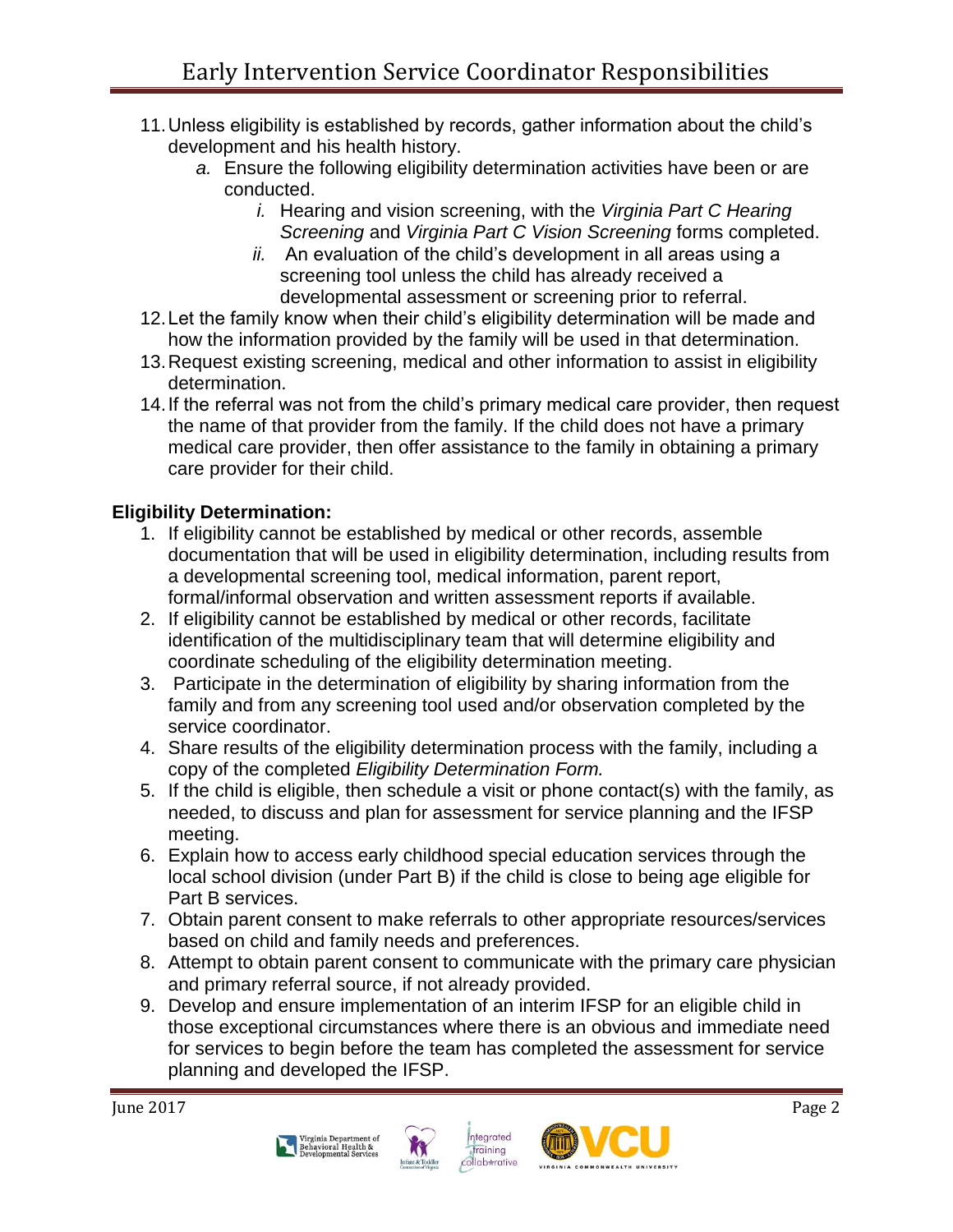11. Unless eligibility is established by records, gather information about the child's development and his health history.
    a. Ensure the following eligibility determination activities have been or are conducted.
        i. Hearing and vision screening, with the *Virginia Part C Hearing Screening* and *Virginia Part C Vision Screening* forms completed.
        ii. An evaluation of the child's development in all areas using a screening tool unless the child has already received a developmental assessment or screening prior to referral.
12. Let the family know when their child's eligibility determination will be made and how the information provided by the family will be used in that determination.
13. Request existing screening, medical and other information to assist in eligibility determination.
14. If the referral was not from the child's primary medical care provider, then request the name of that provider from the family. If the child does not have a primary medical care provider, then offer assistance to the family in obtaining a primary care provider for their child.

**Eligibility Determination:**

1. If eligibility cannot be established by medical or other records, assemble documentation that will be used in eligibility determination, including results from a developmental screening tool, medical information, parent report, formal/informal observation and written assessment reports if available.
2. If eligibility cannot be established by medical or other records, facilitate identification of the multidisciplinary team that will determine eligibility and coordinate scheduling of the eligibility determination meeting.
3. Participate in the determination of eligibility by sharing information from the family and from any screening tool used and/or observation completed by the service coordinator.
4. Share results of the eligibility determination process with the family, including a copy of the completed *Eligibility Determination Form.*
5. If the child is eligible, then schedule a visit or phone contact(s) with the family, as needed, to discuss and plan for assessment for service planning and the IFSP meeting.
6. Explain how to access early childhood special education services through the local school division (under Part B) if the child is close to being age eligible for Part B services.
7. Obtain parent consent to make referrals to other appropriate resources/services based on child and family needs and preferences.
8. Attempt to obtain parent consent to communicate with the primary care physician and primary referral source, if not already provided.
9. Develop and ensure implementation of an interim IFSP for an eligible child in those exceptional circumstances where there is an obvious and immediate need for services to begin before the team has completed the assessment for service planning and developed the IFSP.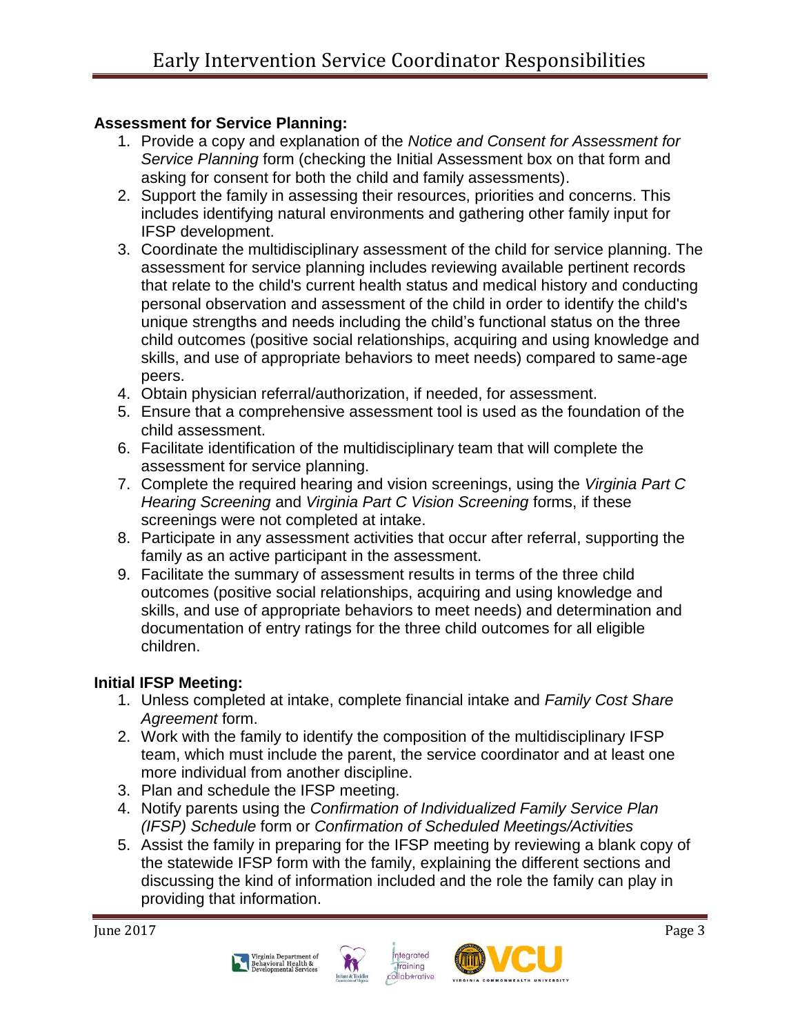**Assessment for Service Planning:**

1. Provide a copy and explanation of the *Notice and Consent for Assessment for Service Planning* form (checking the Initial Assessment box on that form and asking for consent for both the child and family assessments).
2. Support the family in assessing their resources, priorities and concerns. This includes identifying natural environments and gathering other family input for IFSP development.
3. Coordinate the multidisciplinary assessment of the child for service planning. The assessment for service planning includes reviewing available pertinent records that relate to the child's current health status and medical history and conducting personal observation and assessment of the child in order to identify the child's unique strengths and needs including the child's functional status on the three child outcomes (positive social relationships, acquiring and using knowledge and skills, and use of appropriate behaviors to meet needs) compared to same-age peers.
4. Obtain physician referral/authorization, if needed, for assessment.
5. Ensure that a comprehensive assessment tool is used as the foundation of the child assessment.
6. Facilitate identification of the multidisciplinary team that will complete the assessment for service planning.
7. Complete the required hearing and vision screenings, using the *Virginia Part C Hearing Screening* and *Virginia Part C Vision Screening* forms, if these screenings were not completed at intake.
8. Participate in any assessment activities that occur after referral, supporting the family as an active participant in the assessment.
9. Facilitate the summary of assessment results in terms of the three child outcomes (positive social relationships, acquiring and using knowledge and skills, and use of appropriate behaviors to meet needs) and determination and documentation of entry ratings for the three child outcomes for all eligible children.

**Initial IFSP Meeting:**

1. Unless completed at intake, complete financial intake and *Family Cost Share Agreement* form.
2. Work with the family to identify the composition of the multidisciplinary IFSP team, which must include the parent, the service coordinator and at least one more individual from another discipline.
3. Plan and schedule the IFSP meeting.
4. Notify parents using the *Confirmation of Individualized Family Service Plan (IFSP) Schedule* form or *Confirmation of Scheduled Meetings/Activities*
5. Assist the family in preparing for the IFSP meeting by reviewing a blank copy of the statewide IFSP form with the family, explaining the different sections and discussing the kind of information included and the role the family can play in providing that information.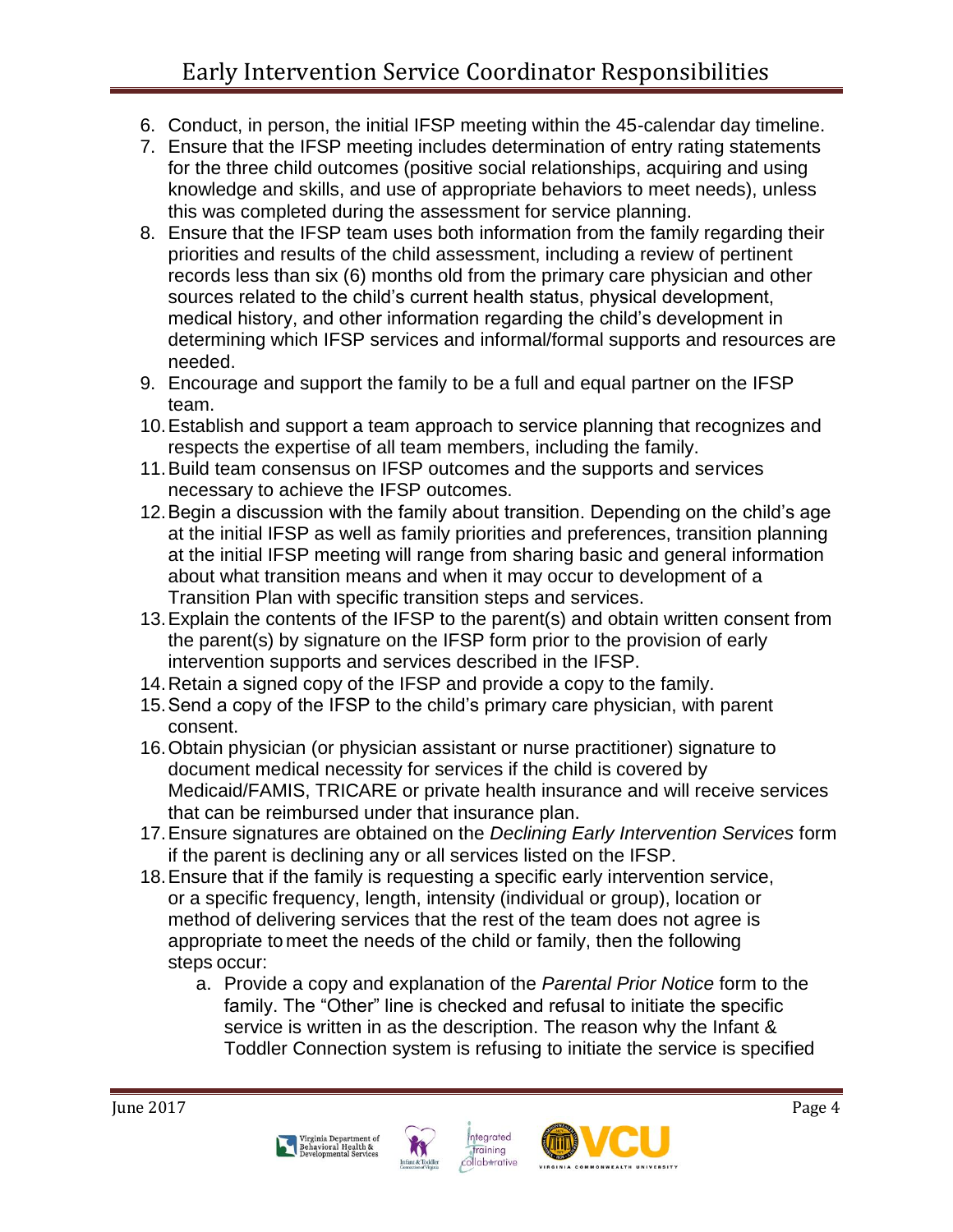6. Conduct, in person, the initial IFSP meeting within the 45-calendar day timeline.
7. Ensure that the IFSP meeting includes determination of entry rating statements for the three child outcomes (positive social relationships, acquiring and using knowledge and skills, and use of appropriate behaviors to meet needs), unless this was completed during the assessment for service planning.
8. Ensure that the IFSP team uses both information from the family regarding their priorities and results of the child assessment, including a review of pertinent records less than six (6) months old from the primary care physician and other sources related to the child's current health status, physical development, medical history, and other information regarding the child's development in determining which IFSP services and informal/formal supports and resources are needed.
9. Encourage and support the family to be a full and equal partner on the IFSP team.
10. Establish and support a team approach to service planning that recognizes and respects the expertise of all team members, including the family.
11. Build team consensus on IFSP outcomes and the supports and services necessary to achieve the IFSP outcomes.
12. Begin a discussion with the family about transition. Depending on the child's age at the initial IFSP as well as family priorities and preferences, transition planning at the initial IFSP meeting will range from sharing basic and general information about what transition means and when it may occur to development of a Transition Plan with specific transition steps and services.
13. Explain the contents of the IFSP to the parent(s) and obtain written consent from the parent(s) by signature on the IFSP form prior to the provision of early intervention supports and services described in the IFSP.
14. Retain a signed copy of the IFSP and provide a copy to the family.
15. Send a copy of the IFSP to the child's primary care physician, with parent consent.
16. Obtain physician (or physician assistant or nurse practitioner) signature to document medical necessity for services if the child is covered by Medicaid/FAMIS, TRICARE or private health insurance and will receive services that can be reimbursed under that insurance plan.
17. Ensure signatures are obtained on the *Declining Early Intervention Services* form if the parent is declining any or all services listed on the IFSP.
18. Ensure that if the family is requesting a specific early intervention service, or a specific frequency, length, intensity (individual or group), location or method of delivering services that the rest of the team does not agree is appropriate to meet the needs of the child or family, then the following steps occur:
    a. Provide a copy and explanation of the *Parental Prior Notice* form to the family. The "Other" line is checked and refusal to initiate the specific service is written in as the description. The reason why the Infant & Toddler Connection system is refusing to initiate the service is specified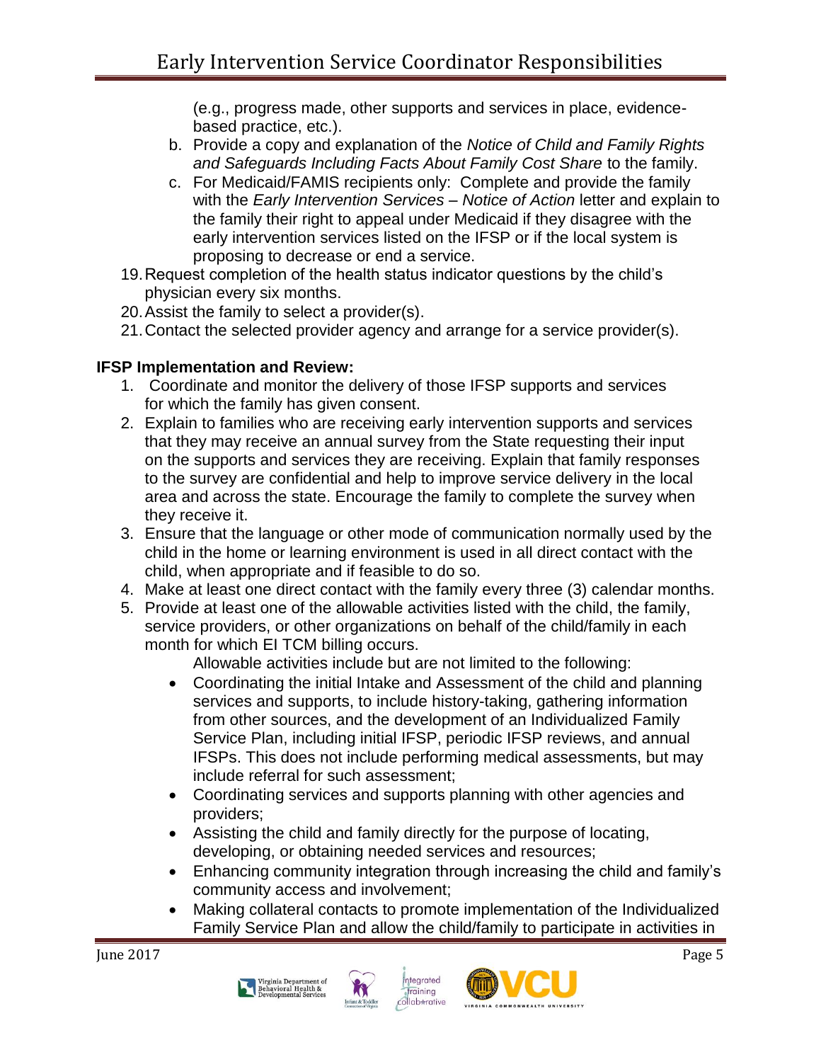(e.g., progress made, other supports and services in place, evidence-based practice, etc.).

b. Provide a copy and explanation of the *Notice of Child and Family Rights and Safeguards Including Facts About Family Cost Share* to the family.
c. For Medicaid/FAMIS recipients only: Complete and provide the family with the *Early Intervention Services – Notice of Action* letter and explain to the family their right to appeal under Medicaid if they disagree with the early intervention services listed on the IFSP or if the local system is proposing to decrease or end a service.

19. Request completion of the health status indicator questions by the child's physician every six months.
20. Assist the family to select a provider(s).
21. Contact the selected provider agency and arrange for a service provider(s).

**IFSP Implementation and Review:**

1. Coordinate and monitor the delivery of those IFSP supports and services for which the family has given consent.
2. Explain to families who are receiving early intervention supports and services that they may receive an annual survey from the State requesting their input on the supports and services they are receiving. Explain that family responses to the survey are confidential and help to improve service delivery in the local area and across the state. Encourage the family to complete the survey when they receive it.
3. Ensure that the language or other mode of communication normally used by the child in the home or learning environment is used in all direct contact with the child, when appropriate and if feasible to do so.
4. Make at least one direct contact with the family every three (3) calendar months.
5. Provide at least one of the allowable activities listed with the child, the family, service providers, or other organizations on behalf of the child/family in each month for which EI TCM billing occurs.

   Allowable activities include but are not limited to the following:

   - Coordinating the initial Intake and Assessment of the child and planning services and supports, to include history-taking, gathering information from other sources, and the development of an Individualized Family Service Plan, including initial IFSP, periodic IFSP reviews, and annual IFSPs. This does not include performing medical assessments, but may include referral for such assessment;
   - Coordinating services and supports planning with other agencies and providers;
   - Assisting the child and family directly for the purpose of locating, developing, or obtaining needed services and resources;
   - Enhancing community integration through increasing the child and family's community access and involvement;
   - Making collateral contacts to promote implementation of the Individualized Family Service Plan and allow the child/family to participate in activities in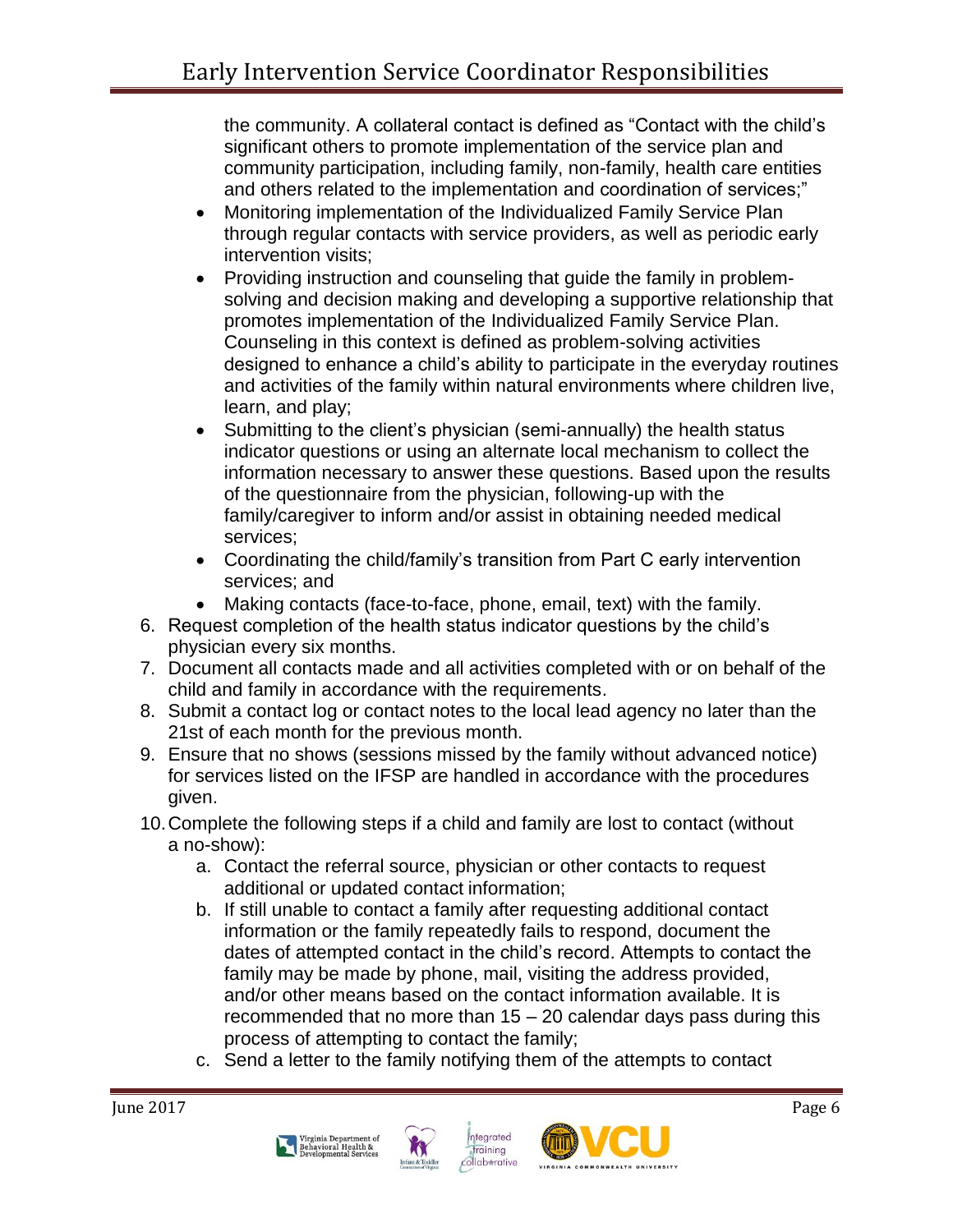the community. A collateral contact is defined as "Contact with the child's significant others to promote implementation of the service plan and community participation, including family, non-family, health care entities and others related to the implementation and coordination of services;"

- Monitoring implementation of the Individualized Family Service Plan through regular contacts with service providers, as well as periodic early intervention visits;
- Providing instruction and counseling that guide the family in problem-solving and decision making and developing a supportive relationship that promotes implementation of the Individualized Family Service Plan. Counseling in this context is defined as problem-solving activities designed to enhance a child's ability to participate in the everyday routines and activities of the family within natural environments where children live, learn, and play;
- Submitting to the client's physician (semi-annually) the health status indicator questions or using an alternate local mechanism to collect the information necessary to answer these questions. Based upon the results of the questionnaire from the physician, following-up with the family/caregiver to inform and/or assist in obtaining needed medical services;
- Coordinating the child/family's transition from Part C early intervention services; and
- Making contacts (face-to-face, phone, email, text) with the family.

6. Request completion of the health status indicator questions by the child's physician every six months.
7. Document all contacts made and all activities completed with or on behalf of the child and family in accordance with the requirements.
8. Submit a contact log or contact notes to the local lead agency no later than the 21st of each month for the previous month.
9. Ensure that no shows (sessions missed by the family without advanced notice) for services listed on the IFSP are handled in accordance with the procedures given.
10. Complete the following steps if a child and family are lost to contact (without a no-show):
    a. Contact the referral source, physician or other contacts to request additional or updated contact information;
    b. If still unable to contact a family after requesting additional contact information or the family repeatedly fails to respond, document the dates of attempted contact in the child's record. Attempts to contact the family may be made by phone, mail, visiting the address provided, and/or other means based on the contact information available. It is recommended that no more than 15 – 20 calendar days pass during this process of attempting to contact the family;
    c. Send a letter to the family notifying them of the attempts to contact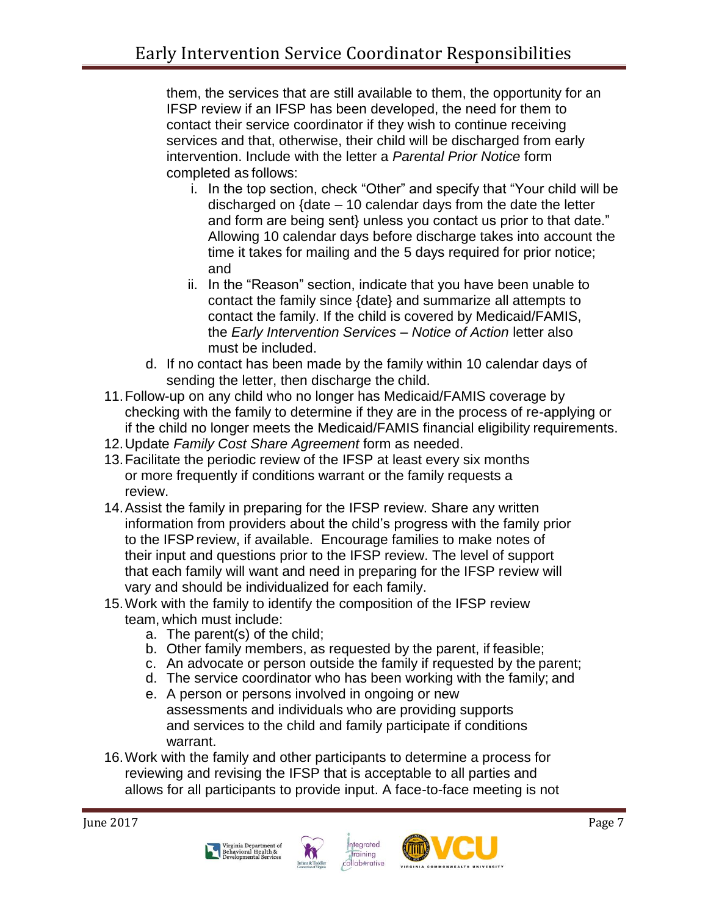them, the services that are still available to them, the opportunity for an IFSP review if an IFSP has been developed, the need for them to contact their service coordinator if they wish to continue receiving services and that, otherwise, their child will be discharged from early intervention. Include with the letter a *Parental Prior Notice* form completed as follows:
      i. In the top section, check "Other" and specify that "Your child will be discharged on {date – 10 calendar days from the date the letter and form are being sent} unless you contact us prior to that date." Allowing 10 calendar days before discharge takes into account the time it takes for mailing and the 5 days required for prior notice; and
      ii. In the "Reason" section, indicate that you have been unable to contact the family since {date} and summarize all attempts to contact the family. If the child is covered by Medicaid/FAMIS, the *Early Intervention Services – Notice of Action* letter also must be included.
   d. If no contact has been made by the family within 10 calendar days of sending the letter, then discharge the child.

11. Follow-up on any child who no longer has Medicaid/FAMIS coverage by checking with the family to determine if they are in the process of re-applying or if the child no longer meets the Medicaid/FAMIS financial eligibility requirements.
12. Update *Family Cost Share Agreement* form as needed.
13. Facilitate the periodic review of the IFSP at least every six months or more frequently if conditions warrant or the family requests a review.
14. Assist the family in preparing for the IFSP review. Share any written information from providers about the child's progress with the family prior to the IFSP review, if available. Encourage families to make notes of their input and questions prior to the IFSP review. The level of support that each family will want and need in preparing for the IFSP review will vary and should be individualized for each family.
15. Work with the family to identify the composition of the IFSP review team, which must include:
   a. The parent(s) of the child;
   b. Other family members, as requested by the parent, if feasible;
   c. An advocate or person outside the family if requested by the parent;
   d. The service coordinator who has been working with the family; and
   e. A person or persons involved in ongoing or new assessments and individuals who are providing supports and services to the child and family participate if conditions warrant.
16. Work with the family and other participants to determine a process for reviewing and revising the IFSP that is acceptable to all parties and allows for all participants to provide input. A face-to-face meeting is not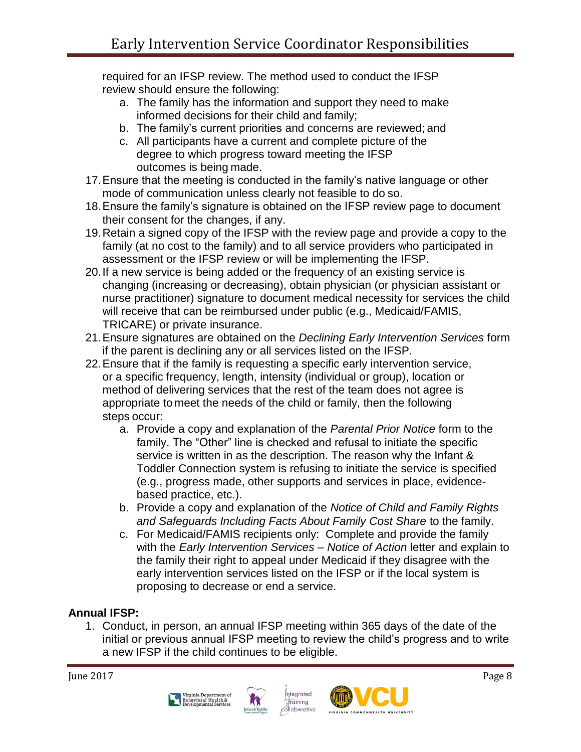required for an IFSP review. The method used to conduct the IFSP review should ensure the following:

   a. The family has the information and support they need to make informed decisions for their child and family;
   b. The family's current priorities and concerns are reviewed; and
   c. All participants have a current and complete picture of the degree to which progress toward meeting the IFSP outcomes is being made.

17. Ensure that the meeting is conducted in the family's native language or other mode of communication unless clearly not feasible to do so.
18. Ensure the family's signature is obtained on the IFSP review page to document their consent for the changes, if any.
19. Retain a signed copy of the IFSP with the review page and provide a copy to the family (at no cost to the family) and to all service providers who participated in assessment or the IFSP review or will be implementing the IFSP.
20. If a new service is being added or the frequency of an existing service is changing (increasing or decreasing), obtain physician (or physician assistant or nurse practitioner) signature to document medical necessity for services the child will receive that can be reimbursed under public (e.g., Medicaid/FAMIS, TRICARE) or private insurance.
21. Ensure signatures are obtained on the *Declining Early Intervention Services* form if the parent is declining any or all services listed on the IFSP.
22. Ensure that if the family is requesting a specific early intervention service, or a specific frequency, length, intensity (individual or group), location or method of delivering services that the rest of the team does not agree is appropriate to meet the needs of the child or family, then the following steps occur:
    a. Provide a copy and explanation of the *Parental Prior Notice* form to the family. The "Other" line is checked and refusal to initiate the specific service is written in as the description. The reason why the Infant & Toddler Connection system is refusing to initiate the service is specified (e.g., progress made, other supports and services in place, evidence-based practice, etc.).
    b. Provide a copy and explanation of the *Notice of Child and Family Rights and Safeguards Including Facts About Family Cost Share* to the family.
    c. For Medicaid/FAMIS recipients only: Complete and provide the family with the *Early Intervention Services – Notice of Action* letter and explain to the family their right to appeal under Medicaid if they disagree with the early intervention services listed on the IFSP or if the local system is proposing to decrease or end a service.

**Annual IFSP:**

1. Conduct, in person, an annual IFSP meeting within 365 days of the date of the initial or previous annual IFSP meeting to review the child's progress and to write a new IFSP if the child continues to be eligible.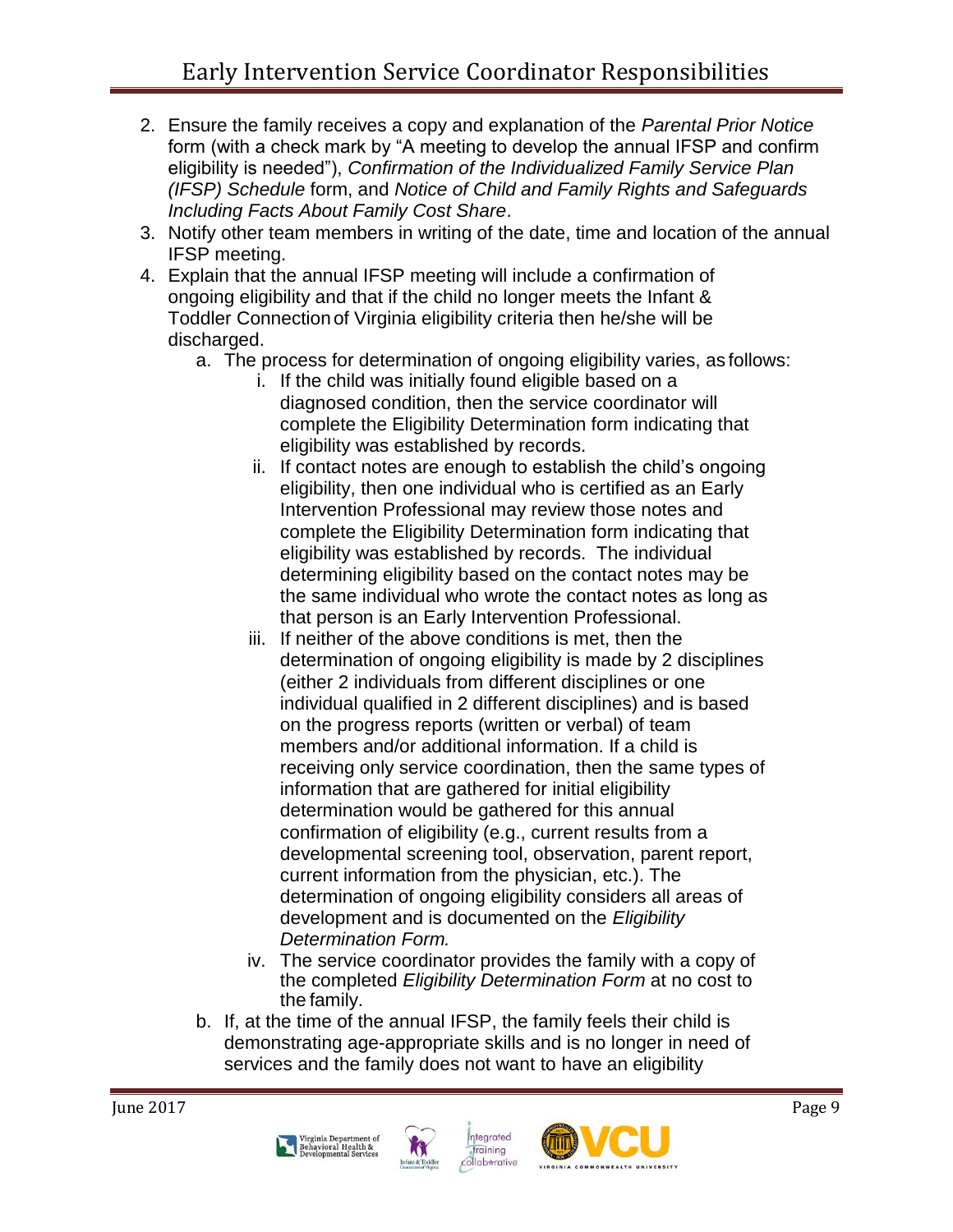2. Ensure the family receives a copy and explanation of the *Parental Prior Notice* form (with a check mark by "A meeting to develop the annual IFSP and confirm eligibility is needed"), *Confirmation of the Individualized Family Service Plan (IFSP) Schedule* form, and *Notice of Child and Family Rights and Safeguards Including Facts About Family Cost Share*.
3. Notify other team members in writing of the date, time and location of the annual IFSP meeting.
4. Explain that the annual IFSP meeting will include a confirmation of ongoing eligibility and that if the child no longer meets the Infant & Toddler Connection of Virginia eligibility criteria then he/she will be discharged.
   a. The process for determination of ongoing eligibility varies, as follows:
      i. If the child was initially found eligible based on a diagnosed condition, then the service coordinator will complete the Eligibility Determination form indicating that eligibility was established by records.
      ii. If contact notes are enough to establish the child's ongoing eligibility, then one individual who is certified as an Early Intervention Professional may review those notes and complete the Eligibility Determination form indicating that eligibility was established by records. The individual determining eligibility based on the contact notes may be the same individual who wrote the contact notes as long as that person is an Early Intervention Professional.
      iii. If neither of the above conditions is met, then the determination of ongoing eligibility is made by 2 disciplines (either 2 individuals from different disciplines or one individual qualified in 2 different disciplines) and is based on the progress reports (written or verbal) of team members and/or additional information. If a child is receiving only service coordination, then the same types of information that are gathered for initial eligibility determination would be gathered for this annual confirmation of eligibility (e.g., current results from a developmental screening tool, observation, parent report, current information from the physician, etc.). The determination of ongoing eligibility considers all areas of development and is documented on the *Eligibility Determination Form.*
      iv. The service coordinator provides the family with a copy of the completed *Eligibility Determination Form* at no cost to the family.
   b. If, at the time of the annual IFSP, the family feels their child is demonstrating age-appropriate skills and is no longer in need of services and the family does not want to have an eligibility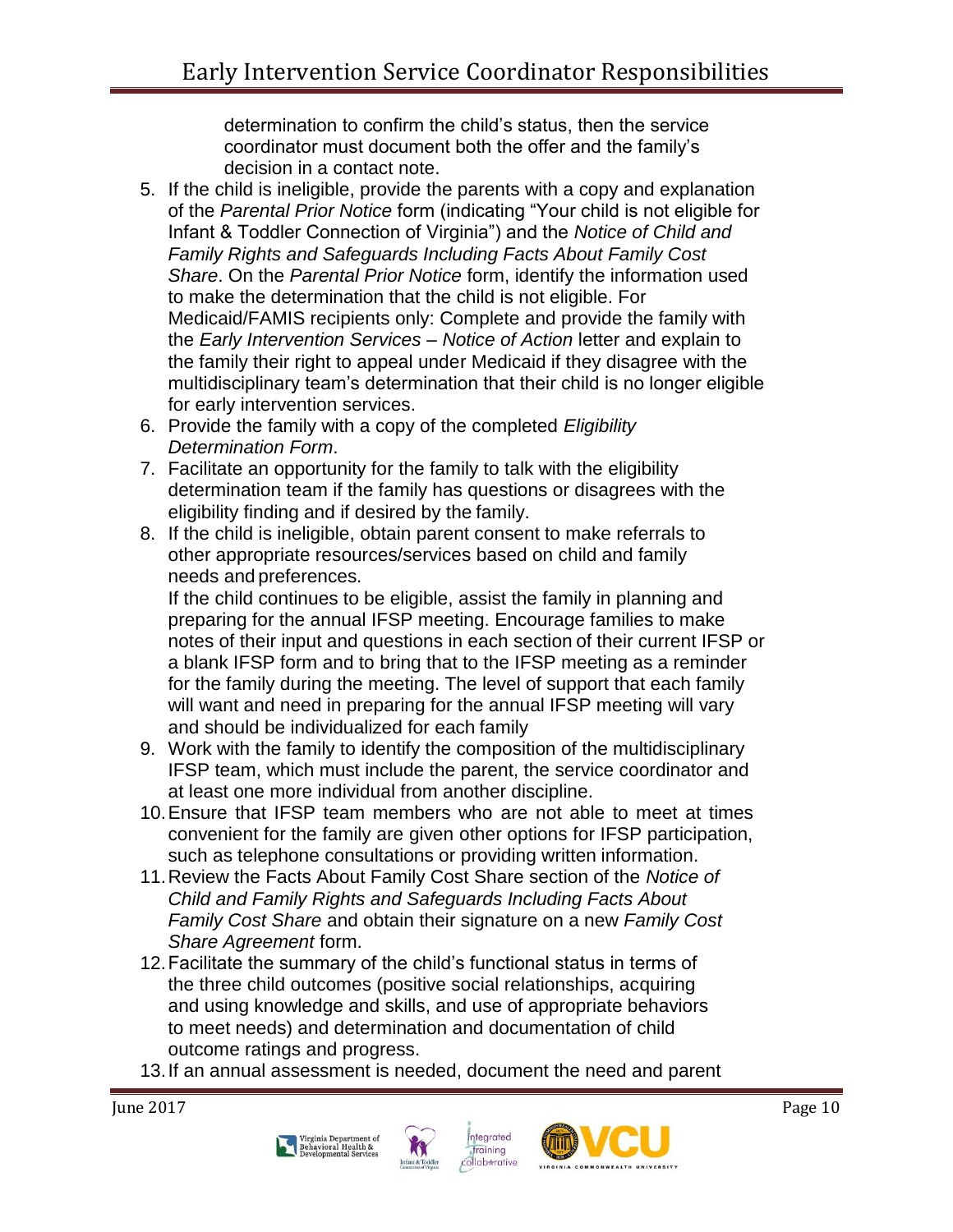determination to confirm the child's status, then the service coordinator must document both the offer and the family's decision in a contact note.

5. If the child is ineligible, provide the parents with a copy and explanation of the *Parental Prior Notice* form (indicating "Your child is not eligible for Infant & Toddler Connection of Virginia") and the *Notice of Child and Family Rights and Safeguards Including Facts About Family Cost Share*. On the *Parental Prior Notice* form, identify the information used to make the determination that the child is not eligible. For Medicaid/FAMIS recipients only: Complete and provide the family with the *Early Intervention Services – Notice of Action* letter and explain to the family their right to appeal under Medicaid if they disagree with the multidisciplinary team's determination that their child is no longer eligible for early intervention services.
6. Provide the family with a copy of the completed *Eligibility Determination Form*.
7. Facilitate an opportunity for the family to talk with the eligibility determination team if the family has questions or disagrees with the eligibility finding and if desired by the family.
8. If the child is ineligible, obtain parent consent to make referrals to other appropriate resources/services based on child and family needs and preferences.
   If the child continues to be eligible, assist the family in planning and preparing for the annual IFSP meeting. Encourage families to make notes of their input and questions in each section of their current IFSP or a blank IFSP form and to bring that to the IFSP meeting as a reminder for the family during the meeting. The level of support that each family will want and need in preparing for the annual IFSP meeting will vary and should be individualized for each family
9. Work with the family to identify the composition of the multidisciplinary IFSP team, which must include the parent, the service coordinator and at least one more individual from another discipline.
10. Ensure that IFSP team members who are not able to meet at times convenient for the family are given other options for IFSP participation, such as telephone consultations or providing written information.
11. Review the Facts About Family Cost Share section of the *Notice of Child and Family Rights and Safeguards Including Facts About Family Cost Share* and obtain their signature on a new *Family Cost Share Agreement* form.
12. Facilitate the summary of the child's functional status in terms of the three child outcomes (positive social relationships, acquiring and using knowledge and skills, and use of appropriate behaviors to meet needs) and determination and documentation of child outcome ratings and progress.
13. If an annual assessment is needed, document the need and parent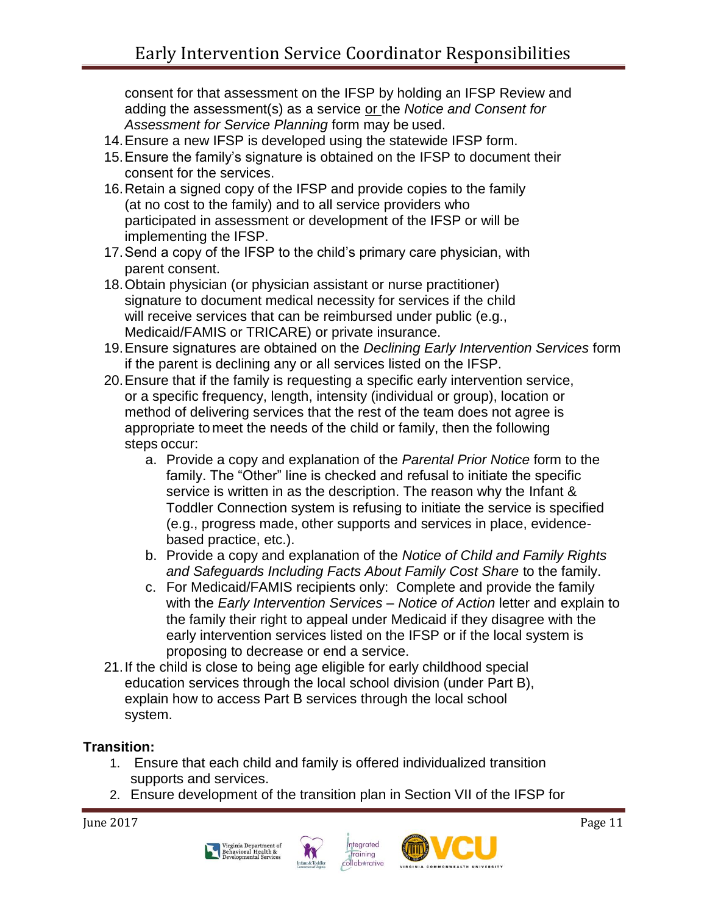consent for that assessment on the IFSP by holding an IFSP Review and adding the assessment(s) as a service or the *Notice and Consent for Assessment for Service Planning* form may be used.

14. Ensure a new IFSP is developed using the statewide IFSP form.
15. Ensure the family's signature is obtained on the IFSP to document their consent for the services.
16. Retain a signed copy of the IFSP and provide copies to the family (at no cost to the family) and to all service providers who participated in assessment or development of the IFSP or will be implementing the IFSP.
17. Send a copy of the IFSP to the child's primary care physician, with parent consent.
18. Obtain physician (or physician assistant or nurse practitioner) signature to document medical necessity for services if the child will receive services that can be reimbursed under public (e.g., Medicaid/FAMIS or TRICARE) or private insurance.
19. Ensure signatures are obtained on the *Declining Early Intervention Services* form if the parent is declining any or all services listed on the IFSP.
20. Ensure that if the family is requesting a specific early intervention service, or a specific frequency, length, intensity (individual or group), location or method of delivering services that the rest of the team does not agree is appropriate to meet the needs of the child or family, then the following steps occur:
    a. Provide a copy and explanation of the *Parental Prior Notice* form to the family. The "Other" line is checked and refusal to initiate the specific service is written in as the description. The reason why the Infant & Toddler Connection system is refusing to initiate the service is specified (e.g., progress made, other supports and services in place, evidence-based practice, etc.).
    b. Provide a copy and explanation of the *Notice of Child and Family Rights and Safeguards Including Facts About Family Cost Share* to the family.
    c. For Medicaid/FAMIS recipients only: Complete and provide the family with the *Early Intervention Services – Notice of Action* letter and explain to the family their right to appeal under Medicaid if they disagree with the early intervention services listed on the IFSP or if the local system is proposing to decrease or end a service.
21. If the child is close to being age eligible for early childhood special education services through the local school division (under Part B), explain how to access Part B services through the local school system.

**Transition:**

1. Ensure that each child and family is offered individualized transition supports and services.
2. Ensure development of the transition plan in Section VII of the IFSP for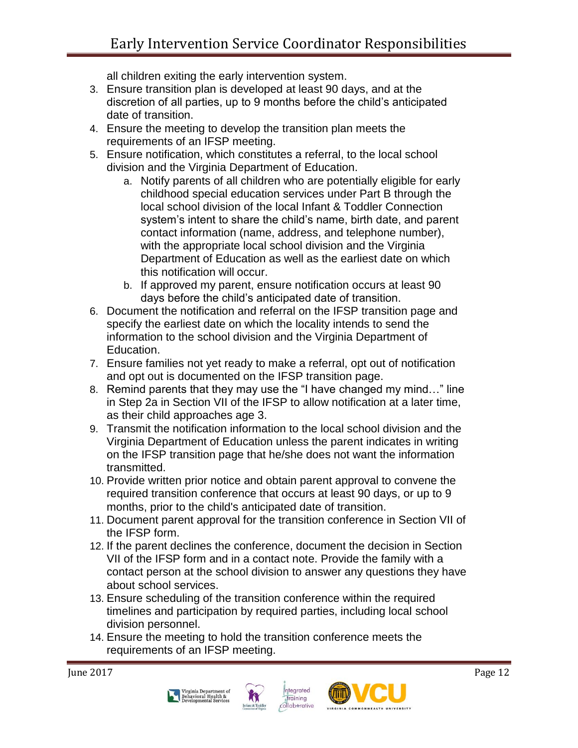all children exiting the early intervention system.

3. Ensure transition plan is developed at least 90 days, and at the discretion of all parties, up to 9 months before the child's anticipated date of transition.
4. Ensure the meeting to develop the transition plan meets the requirements of an IFSP meeting.
5. Ensure notification, which constitutes a referral, to the local school division and the Virginia Department of Education.
    a. Notify parents of all children who are potentially eligible for early childhood special education services under Part B through the local school division of the local Infant & Toddler Connection system's intent to share the child's name, birth date, and parent contact information (name, address, and telephone number), with the appropriate local school division and the Virginia Department of Education as well as the earliest date on which this notification will occur.
    b. If approved my parent, ensure notification occurs at least 90 days before the child's anticipated date of transition.
6. Document the notification and referral on the IFSP transition page and specify the earliest date on which the locality intends to send the information to the school division and the Virginia Department of Education.
7. Ensure families not yet ready to make a referral, opt out of notification and opt out is documented on the IFSP transition page.
8. Remind parents that they may use the "I have changed my mind…" line in Step 2a in Section VII of the IFSP to allow notification at a later time, as their child approaches age 3.
9. Transmit the notification information to the local school division and the Virginia Department of Education unless the parent indicates in writing on the IFSP transition page that he/she does not want the information transmitted.
10. Provide written prior notice and obtain parent approval to convene the required transition conference that occurs at least 90 days, or up to 9 months, prior to the child's anticipated date of transition.
11. Document parent approval for the transition conference in Section VII of the IFSP form.
12. If the parent declines the conference, document the decision in Section VII of the IFSP form and in a contact note. Provide the family with a contact person at the school division to answer any questions they have about school services.
13. Ensure scheduling of the transition conference within the required timelines and participation by required parties, including local school division personnel.
14. Ensure the meeting to hold the transition conference meets the requirements of an IFSP meeting.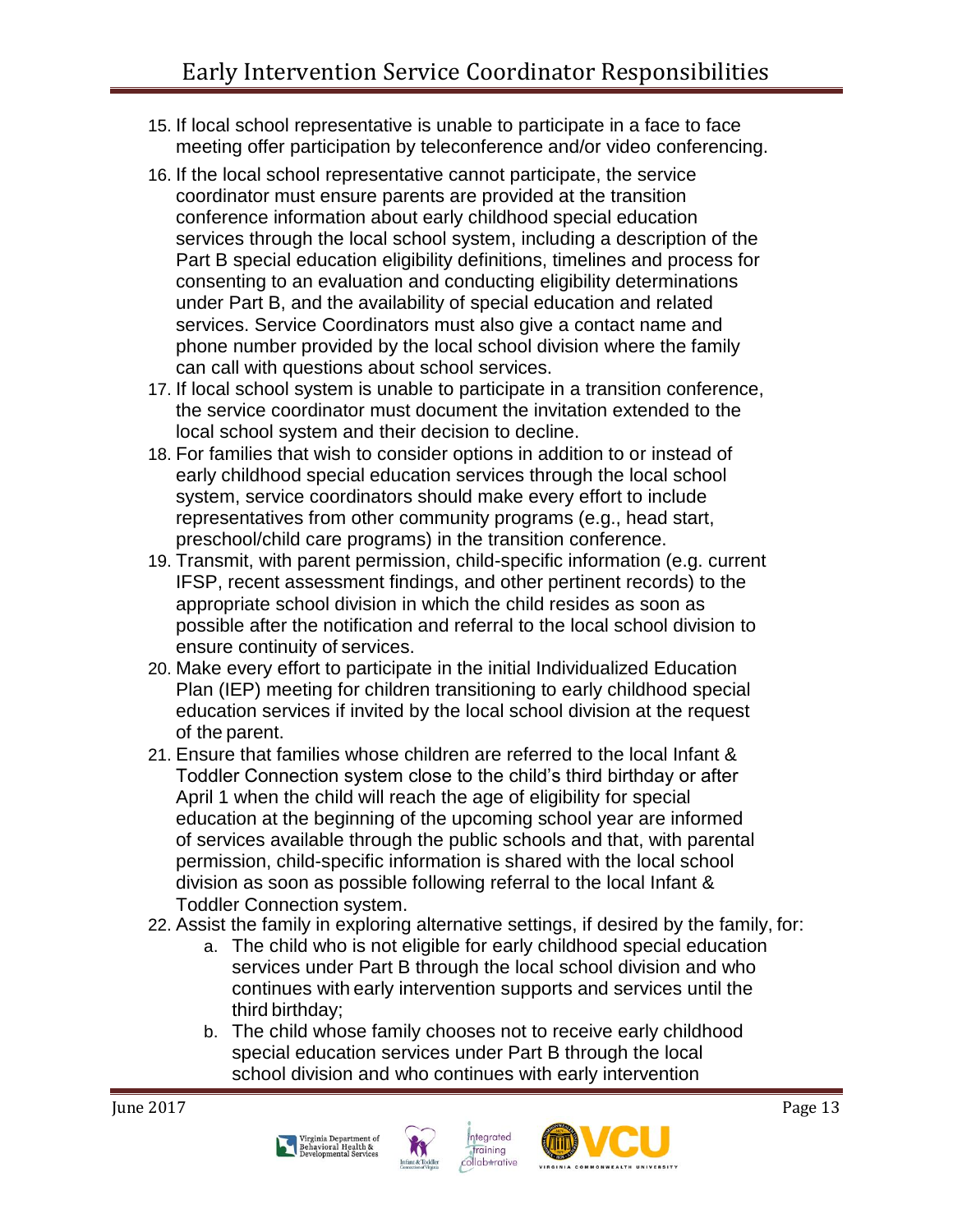15. If local school representative is unable to participate in a face to face meeting offer participation by teleconference and/or video conferencing.
16. If the local school representative cannot participate, the service coordinator must ensure parents are provided at the transition conference information about early childhood special education services through the local school system, including a description of the Part B special education eligibility definitions, timelines and process for consenting to an evaluation and conducting eligibility determinations under Part B, and the availability of special education and related services. Service Coordinators must also give a contact name and phone number provided by the local school division where the family can call with questions about school services.
17. If local school system is unable to participate in a transition conference, the service coordinator must document the invitation extended to the local school system and their decision to decline.
18. For families that wish to consider options in addition to or instead of early childhood special education services through the local school system, service coordinators should make every effort to include representatives from other community programs (e.g., head start, preschool/child care programs) in the transition conference.
19. Transmit, with parent permission, child-specific information (e.g. current IFSP, recent assessment findings, and other pertinent records) to the appropriate school division in which the child resides as soon as possible after the notification and referral to the local school division to ensure continuity of services.
20. Make every effort to participate in the initial Individualized Education Plan (IEP) meeting for children transitioning to early childhood special education services if invited by the local school division at the request of the parent.
21. Ensure that families whose children are referred to the local Infant & Toddler Connection system close to the child's third birthday or after April 1 when the child will reach the age of eligibility for special education at the beginning of the upcoming school year are informed of services available through the public schools and that, with parental permission, child-specific information is shared with the local school division as soon as possible following referral to the local Infant & Toddler Connection system.
22. Assist the family in exploring alternative settings, if desired by the family, for:
    a. The child who is not eligible for early childhood special education services under Part B through the local school division and who continues with early intervention supports and services until the third birthday;
    b. The child whose family chooses not to receive early childhood special education services under Part B through the local school division and who continues with early intervention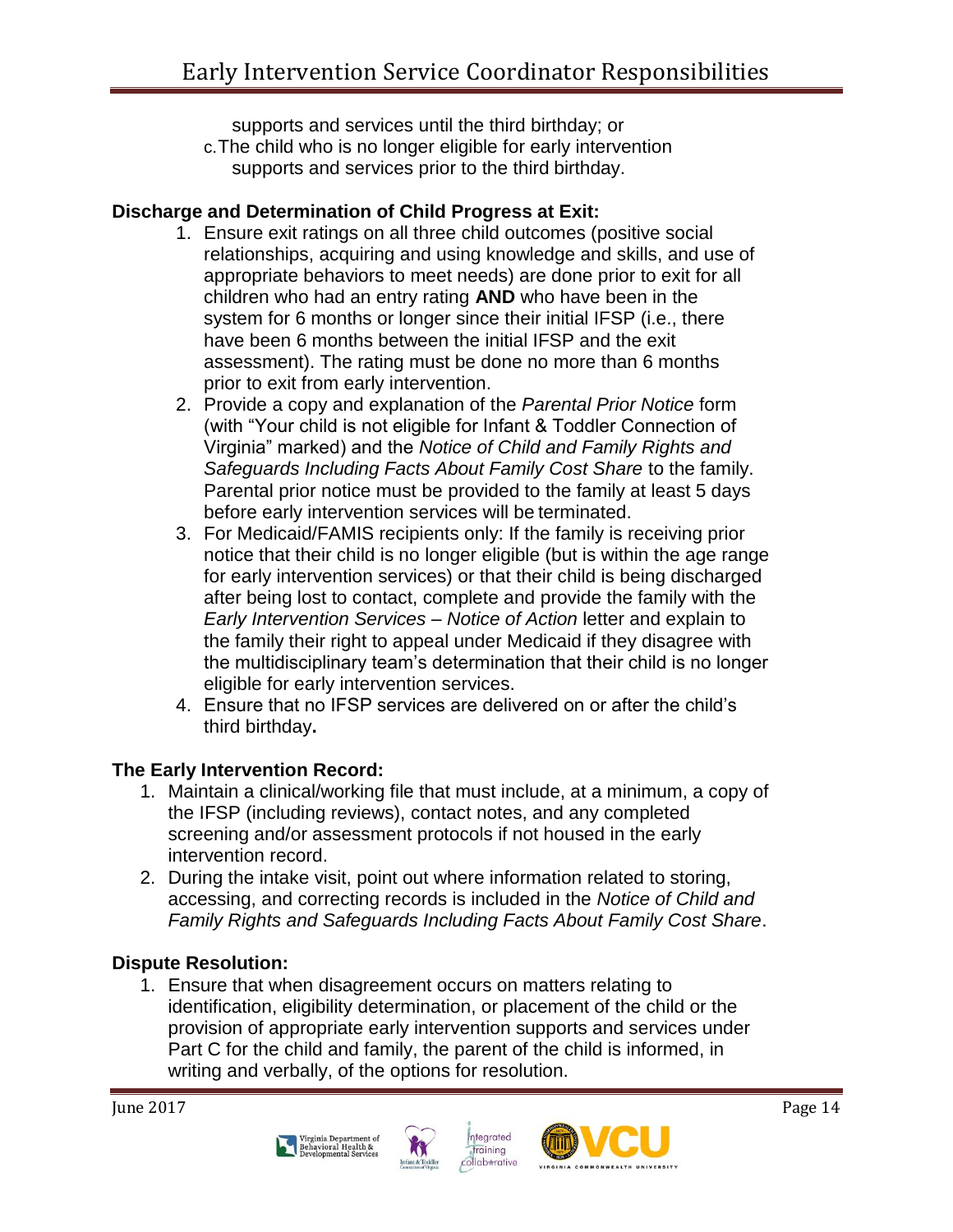supports and services until the third birthday; or

c. The child who is no longer eligible for early intervention supports and services prior to the third birthday.

**Discharge and Determination of Child Progress at Exit:**

1. Ensure exit ratings on all three child outcomes (positive social relationships, acquiring and using knowledge and skills, and use of appropriate behaviors to meet needs) are done prior to exit for all children who had an entry rating **AND** who have been in the system for 6 months or longer since their initial IFSP (i.e., there have been 6 months between the initial IFSP and the exit assessment). The rating must be done no more than 6 months prior to exit from early intervention.
2. Provide a copy and explanation of the *Parental Prior Notice* form (with "Your child is not eligible for Infant & Toddler Connection of Virginia" marked) and the *Notice of Child and Family Rights and Safeguards Including Facts About Family Cost Share* to the family. Parental prior notice must be provided to the family at least 5 days before early intervention services will be terminated.
3. For Medicaid/FAMIS recipients only: If the family is receiving prior notice that their child is no longer eligible (but is within the age range for early intervention services) or that their child is being discharged after being lost to contact, complete and provide the family with the *Early Intervention Services – Notice of Action* letter and explain to the family their right to appeal under Medicaid if they disagree with the multidisciplinary team's determination that their child is no longer eligible for early intervention services.
4. Ensure that no IFSP services are delivered on or after the child's third birthday**.**

**The Early Intervention Record:**

1. Maintain a clinical/working file that must include, at a minimum, a copy of the IFSP (including reviews), contact notes, and any completed screening and/or assessment protocols if not housed in the early intervention record.
2. During the intake visit, point out where information related to storing, accessing, and correcting records is included in the *Notice of Child and Family Rights and Safeguards Including Facts About Family Cost Share*.

**Dispute Resolution:**

1. Ensure that when disagreement occurs on matters relating to identification, eligibility determination, or placement of the child or the provision of appropriate early intervention supports and services under Part C for the child and family, the parent of the child is informed, in writing and verbally, of the options for resolution.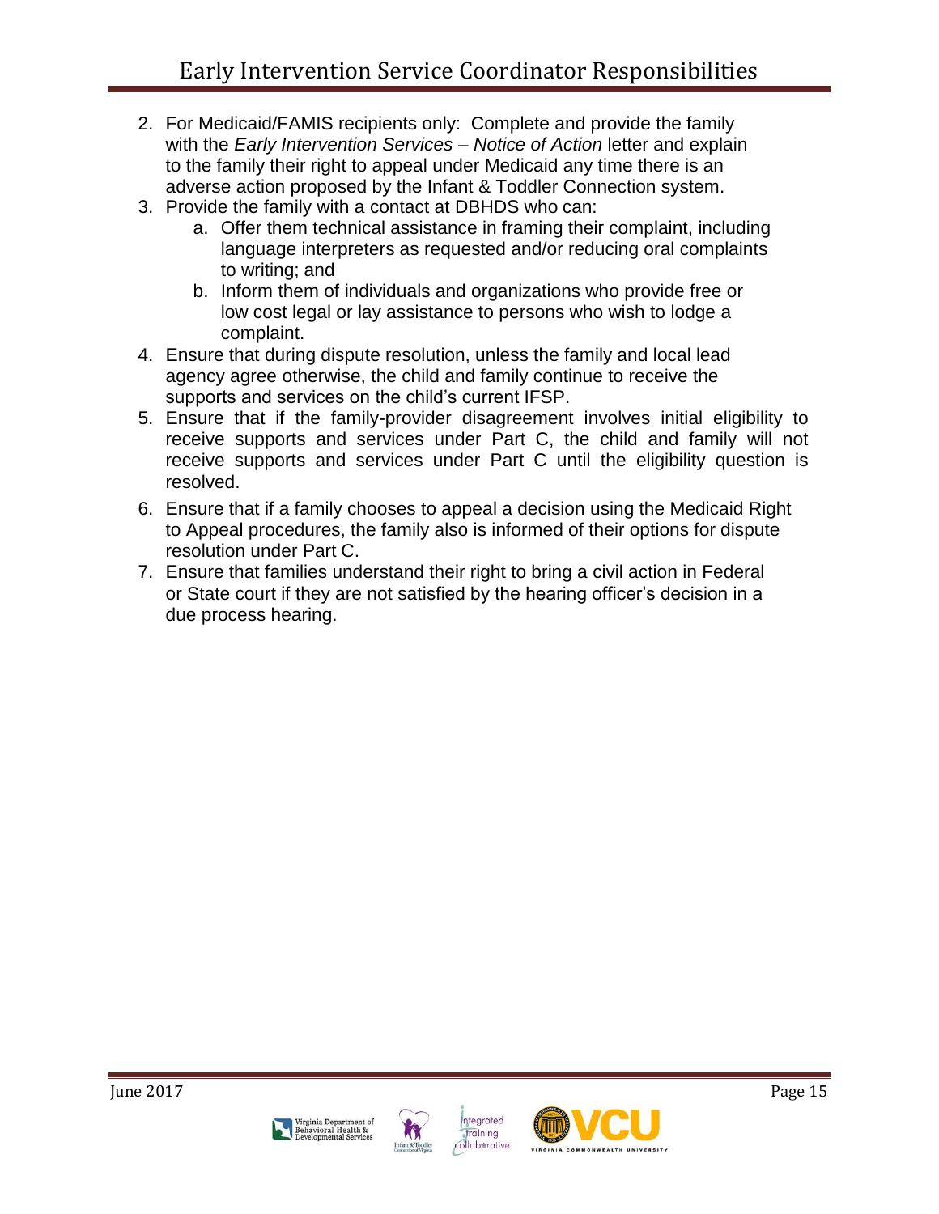2. For Medicaid/FAMIS recipients only: Complete and provide the family with the *Early Intervention Services – Notice of Action* letter and explain to the family their right to appeal under Medicaid any time there is an adverse action proposed by the Infant & Toddler Connection system.
3. Provide the family with a contact at DBHDS who can:
   a. Offer them technical assistance in framing their complaint, including language interpreters as requested and/or reducing oral complaints to writing; and
   b. Inform them of individuals and organizations who provide free or low cost legal or lay assistance to persons who wish to lodge a complaint.
4. Ensure that during dispute resolution, unless the family and local lead agency agree otherwise, the child and family continue to receive the supports and services on the child's current IFSP.
5. Ensure that if the family-provider disagreement involves initial eligibility to receive supports and services under Part C, the child and family will not receive supports and services under Part C until the eligibility question is resolved.
6. Ensure that if a family chooses to appeal a decision using the Medicaid Right to Appeal procedures, the family also is informed of their options for dispute resolution under Part C.
7. Ensure that families understand their right to bring a civil action in Federal or State court if they are not satisfied by the hearing officer's decision in a due process hearing.